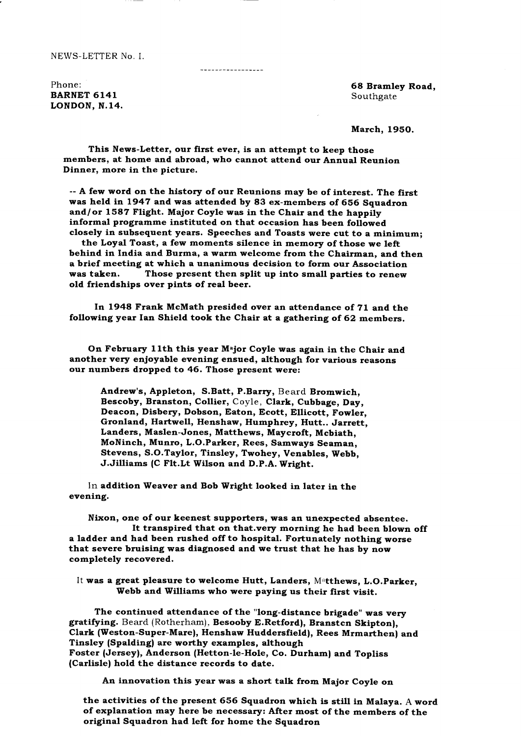NEWS-LETTER No. I.

-----------------

Phone:
**BARNET 6141**
**LONDON, N.14.**

**68 Bramley Road,**
Southgate

**March, 1950.**

**This News-Letter, our first ever, is an attempt to keep those members, at home and abroad, who cannot attend our Annual Reunion Dinner, more in the picture.**

**-- A few word on the history of our Reunions may be of interest. The first was held in 1947 and was attended by 83 ex-members of 656 Squadron and/or 1587 Flight. Major Coyle was in the Chair and the happily informal programme instituted on that occasion has been followed closely in subsequent years. Speeches and Toasts were cut to a minimum; the Loyal Toast, a few moments silence in memory of those we left behind in India and Burma, a warm welcome from the Chairman, and then a brief meeting at which a unanimous decision to form our Association was taken. Those present then split up into small parties to renew old friendships over pints of real beer.**

**In 1948 Frank McMath presided over an attendance of 71 and the following year Ian Shield took the Chair at a gathering of 62 members.**

**On February 11th this year M**a**jor Coyle was again in the Chair and another very enjoyable evening ensued, although for various reasons our numbers dropped to 46. Those present were:**

**Andrew's, Appleton, S.Batt, P.Barry,** Beard **Bromwich, Bescoby, Branston, Collier,** Coyle, **Clark, Cubbage, Day, Deacon, Disbery, Dobson, Eaton, Ecott, Ellicott, Fowler, Gronland, Hartwell, Henshaw, Humphrey, Hutt.. Jarrett, Landers, Maslen-Jones, Matthews, Maycroft, Mcbiath, MoNinch, Munro, L.O.Parker, Rees, Samways Seaman, Stevens, S.O.Taylor, Tinsley, Twohey, Venables, Webb, J.Jilliams (C Flt.Lt Wilson and D.P.A. Wright.**

In **addition Weaver and Bob Wright looked in later in the evening.**

**Nixon, one of our keenest supporters, was an unexpected absentee. It transpired that on that.very morning he had been blown off a ladder and had been rushed off to hospital. Fortunately nothing worse that severe bruising was diagnosed and we trust that he has by now completely recovered.**

It **was a great pleasure to welcome Hutt, Landers,** Ma**tthews, L.O.Parker, Webb and Williams who were paying us their first visit.**

**The continued attendance of the "long-distance brigade" was very gratifying.** Beard (Rotherham), **Besooby E.Retford), Branstcn Skipton), Clark (Weston-Super-Mare), Henshaw Huddersfield), Rees Mrmarthen) and Tinsley (Spalding) are worthy examples, although Foster (Jersey), Anderson (Hetton-le-Hole, Co. Durham) and Topliss (Carlisle) hold the distance records to date.**

**An innovation this year was a short talk from Major Coyle on the activities of the present 656 Squadron which is still in Malaya.** A **word of explanation may here be necessary: After most of the members of the original Squadron had left for home the Squadron**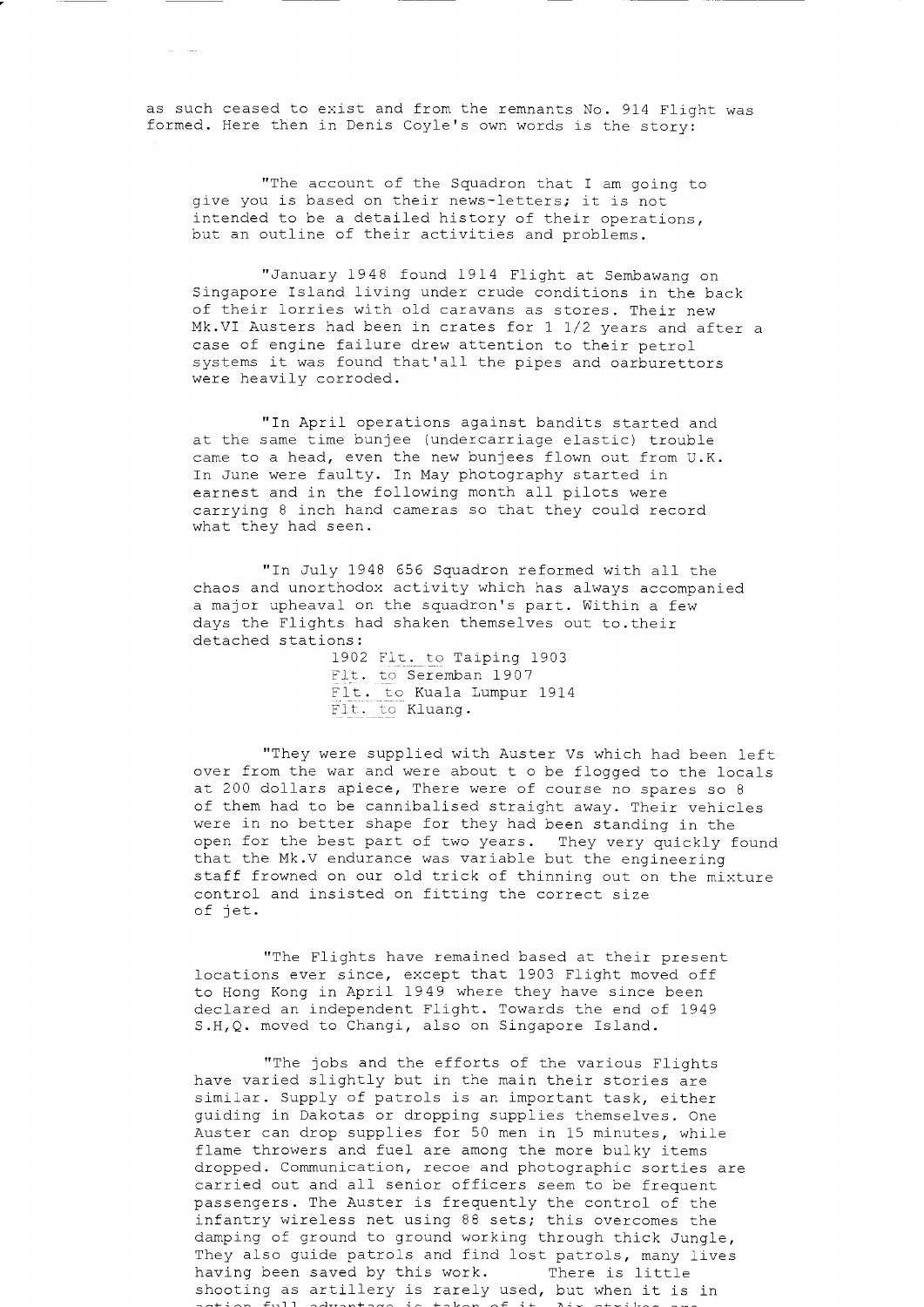as such ceased to exist and from the remnants No. 914 Flight was formed. Here then in Denis Coyle's own words is the story:

"The account of the Squadron that I am going to give you is based on their news-letters; it is not intended to be a detailed history of their operations, but an outline of their activities and problems.

"January 1948 found 1914 Flight at Sembawang on Singapore Island living under crude conditions in the back of their lorries with old caravans as stores. Their new Mk.VI Austers had been in crates for 1 1/2 years and after a case of engine failure drew attention to their petrol systems it was found that'all the pipes and oarburettors were heavily corroded.

"In April operations against bandits started and at the same time bunjee (undercarriage elastic) trouble came to a head, even the new bunjees flown out from U.K. In June were faulty. In May photography started in earnest and in the following month all pilots were carrying 8 inch hand cameras so that they could record what they had seen.

"In July 1948 656 Squadron reformed with all the chaos and unorthodox activity which has always accompanied a major upheaval on the squadron's part. Within a few days the Flights had shaken themselves out to.their detached stations:

1902 Flt. to Taiping 1903
Flt. to Seremban 1907
Flt. to Kuala Lumpur 1914
Flt. to Kluang.

"They were supplied with Auster Vs which had been left over from the war and were about t o be flogged to the locals at 200 dollars apiece, There were of course no spares so 8 of them had to be cannibalised straight away. Their vehicles were in no better shape for they had been standing in the open for the best part of two years. They very quickly found that the Mk.V endurance was variable but the engineering staff frowned on our old trick of thinning out on the mixture control and insisted on fitting the correct size of jet.

"The Flights have remained based at their present locations ever since, except that 1903 Flight moved off to Hong Kong in April 1949 where they have since been declared an independent Flight. Towards the end of 1949 S.H,Q. moved to Changi, also on Singapore Island.

"The jobs and the efforts of the various Flights have varied slightly but in the main their stories are similar. Supply of patrols is an important task, either guiding in Dakotas or dropping supplies themselves. One Auster can drop supplies for 50 men in 15 minutes, while flame throwers and fuel are among the more bulky items dropped. Communication, recoe and photographic sorties are carried out and all senior officers seem to be frequent passengers. The Auster is frequently the control of the infantry wireless net using 88 sets; this overcomes the damping of ground to ground working through thick Jungle, They also guide patrols and find lost patrols, many lives having been saved by this work. There is little shooting as artillery is rarely used, but when it is in action full advantage is taken of it. Air strikes are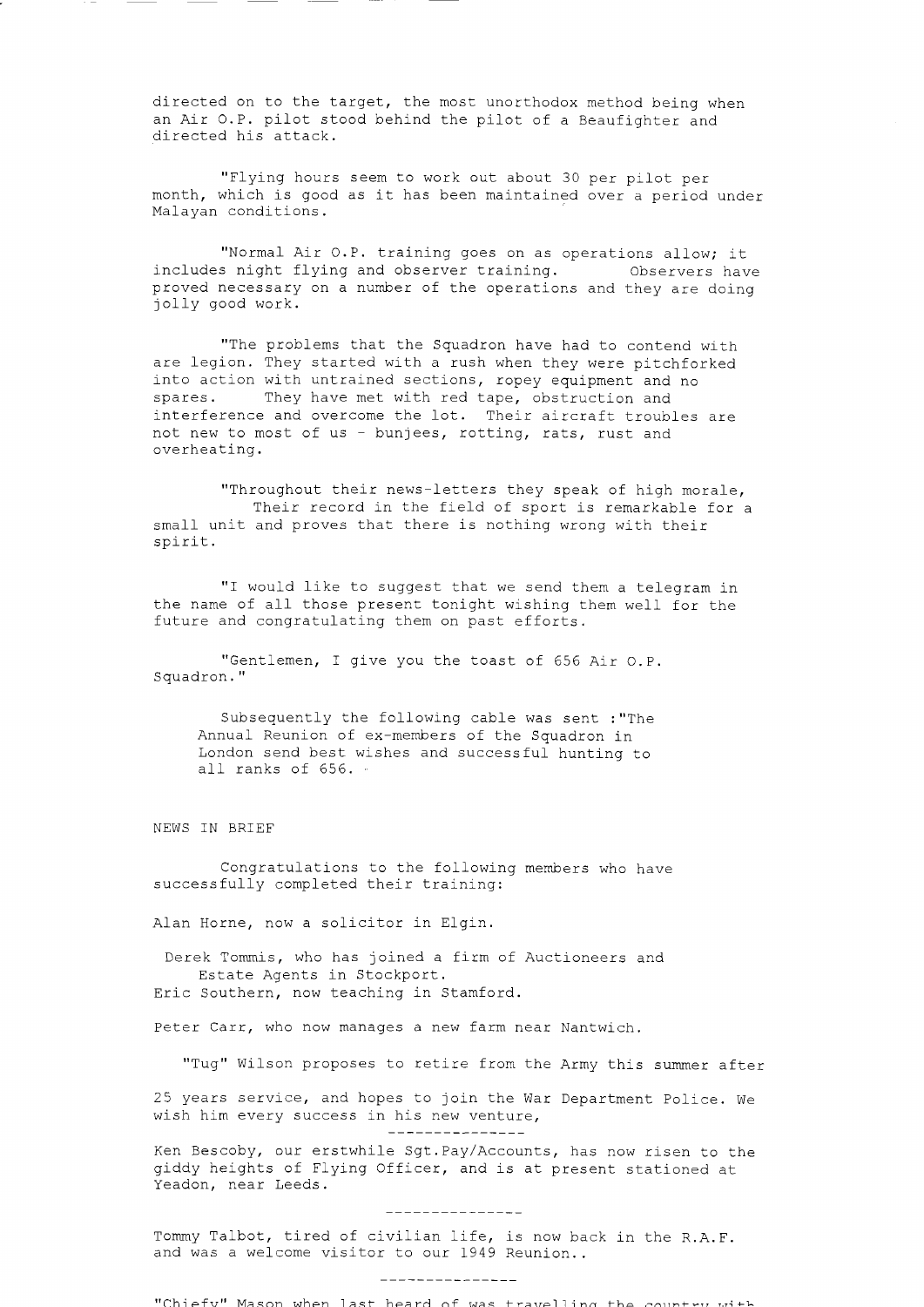directed on to the target, the most unorthodox method being when an Air O.P. pilot stood behind the pilot of a Beaufighter and directed his attack.

"Flying hours seem to work out about 30 per pilot per month, which is good as it has been maintained over a period under Malayan conditions.

"Normal Air O.P. training goes on as operations allow; it includes night flying and observer training. Observers have proved necessary on a number of the operations and they are doing jolly good work.

"The problems that the Squadron have had to contend with are legion. They started with a rush when they were pitchforked into action with untrained sections, ropey equipment and no spares. They have met with red tape, obstruction and interference and overcome the lot. Their aircraft troubles are not new to most of us - bunjees, rotting, rats, rust and overheating.

"Throughout their news-letters they speak of high morale, Their record in the field of sport is remarkable for a small unit and proves that there is nothing wrong with their spirit.

"I would like to suggest that we send them a telegram in the name of all those present tonight wishing them well for the future and congratulating them on past efforts.

"Gentlemen, I give you the toast of 656 Air O.P. Squadron."

> Subsequently the following cable was sent :"The Annual Reunion of ex-members of the Squadron in London send best wishes and successful hunting to all ranks of 656.

## NEWS IN BRIEF

Congratulations to the following members who have successfully completed their training:

Alan Horne, now a solicitor in Elgin.

Derek Tommis, who has joined a firm of Auctioneers and Estate Agents in Stockport.

Eric Southern, now teaching in Stamford.

Peter Carr, who now manages a new farm near Nantwich.

"Tug" Wilson proposes to retire from the Army this summer after 25 years service, and hopes to join the War Department Police. We wish him every success in his new venture,

---------------

Ken Bescoby, our erstwhile Sgt.Pay/Accounts, has now risen to the giddy heights of Flying Officer, and is at present stationed at Yeadon, near Leeds.

---------------

Tommy Talbot, tired of civilian life, is now back in the R.A.F. and was a welcome visitor to our 1949 Reunion..

---------------

"Chiefy" Mason when last heard of was travelling the country with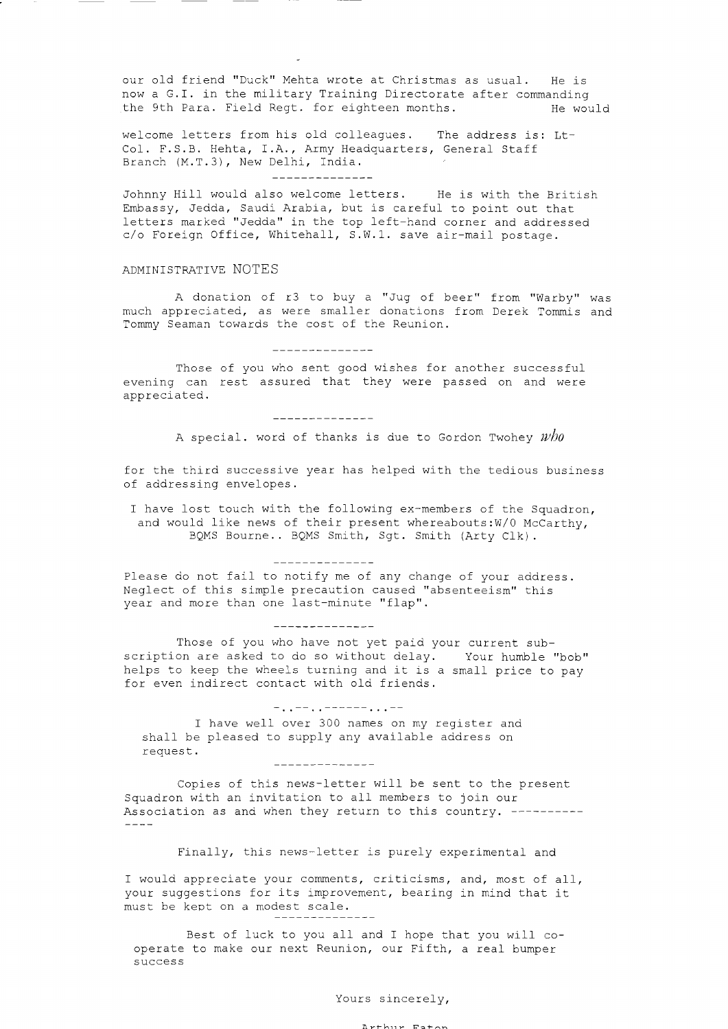our old friend "Duck" Mehta wrote at Christmas as usual. He is now a G.I. in the military Training Directorate after commanding the 9th Para. Field Regt. for eighteen months. He would welcome letters from his old colleagues. The address is: Lt-Col. F.S.B. Hehta, I.A., Army Headquarters, General Staff Branch (M.T.3), New Delhi, India.

--------------

Johnny Hill would also welcome letters. He is with the British Embassy, Jedda, Saudi Arabia, but is careful to point out that letters marked "Jedda" in the top left-hand corner and addressed c/o Foreign Office, Whitehall, S.W.1. save air-mail postage.

## ADMINISTRATIVE NOTES

A donation of r3 to buy a "Jug of beer" from "Warby" was much appreciated, as were smaller donations from Derek Tommis and Tommy Seaman towards the cost of the Reunion.

--------------

Those of you who sent good wishes for another successful evening can rest assured that they were passed on and were appreciated.

--------------

A special. word of thanks is due to Gordon Twohey *who* for the third successive year has helped with the tedious business of addressing envelopes.

I have lost touch with the following ex-members of the Squadron, and would like news of their present whereabouts:W/0 McCarthy, BQMS Bourne.. BQMS Smith, Sgt. Smith (Arty Clk).

--------------

Please do not fail to notify me of any change of your address. Neglect of this simple precaution caused "absenteeism" this year and more than one last-minute "flap".

--------------

Those of you who have not yet paid your current subscription are asked to do so without delay. Your humble "bob" helps to keep the wheels turning and it is a small price to pay for even indirect contact with old friends.

-..--..------...--

I have well over 300 names on my register and shall be pleased to supply any available address on request.

--------------

Copies of this news-letter will be sent to the present Squadron with an invitation to all members to join our Association as and when they return to this country. --------------

Finally, this news-letter is purely experimental and I would appreciate your comments, criticisms, and, most of all, your suggestions for its improvement, bearing in mind that it must be kept on a modest scale.

--------------

Best of luck to you all and I hope that you will co-operate to make our next Reunion, our Fifth, a real bumper success

Yours sincerely,

Arthur Eaton